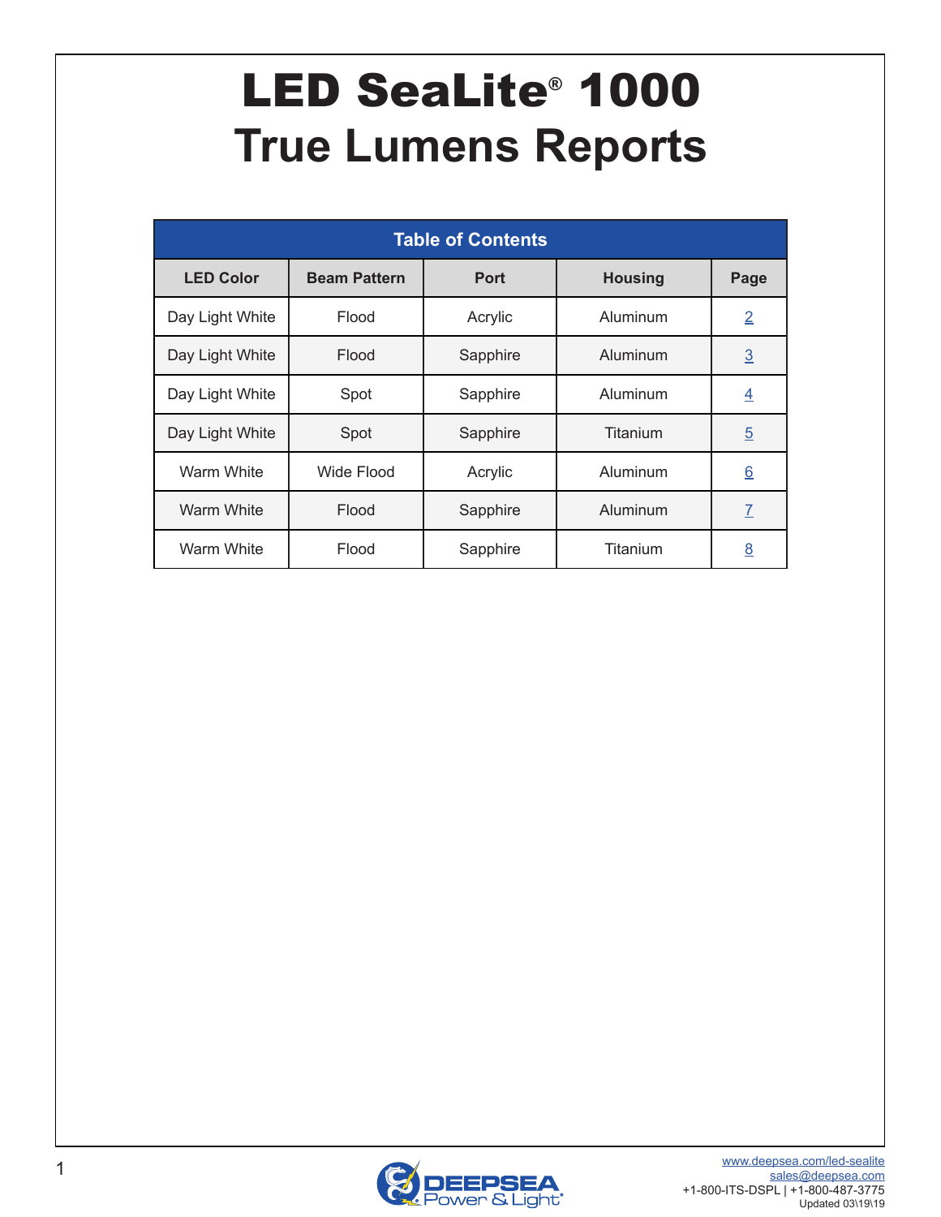# LED SeaLite® 1000

## True Lumens Reports

| Table of Contents | | | | |
|---|---|---|---|---|
| **LED Color** | **Beam Pattern** | **Port** | **Housing** | **Page** |
| Day Light White | Flood | Acrylic | Aluminum | 2 |
| Day Light White | Flood | Sapphire | Aluminum | 3 |
| Day Light White | Spot | Sapphire | Aluminum | 4 |
| Day Light White | Spot | Sapphire | Titanium | 5 |
| Warm White | Wide Flood | Acrylic | Aluminum | 6 |
| Warm White | Flood | Sapphire | Aluminum | 7 |
| Warm White | Flood | Sapphire | Titanium | 8 |

DEEPSEA Power & Light®

www.deepsea.com/led-sealite
sales@deepsea.com
+1-800-ITS-DSPL | +1-800-487-3775
Updated 03\19\19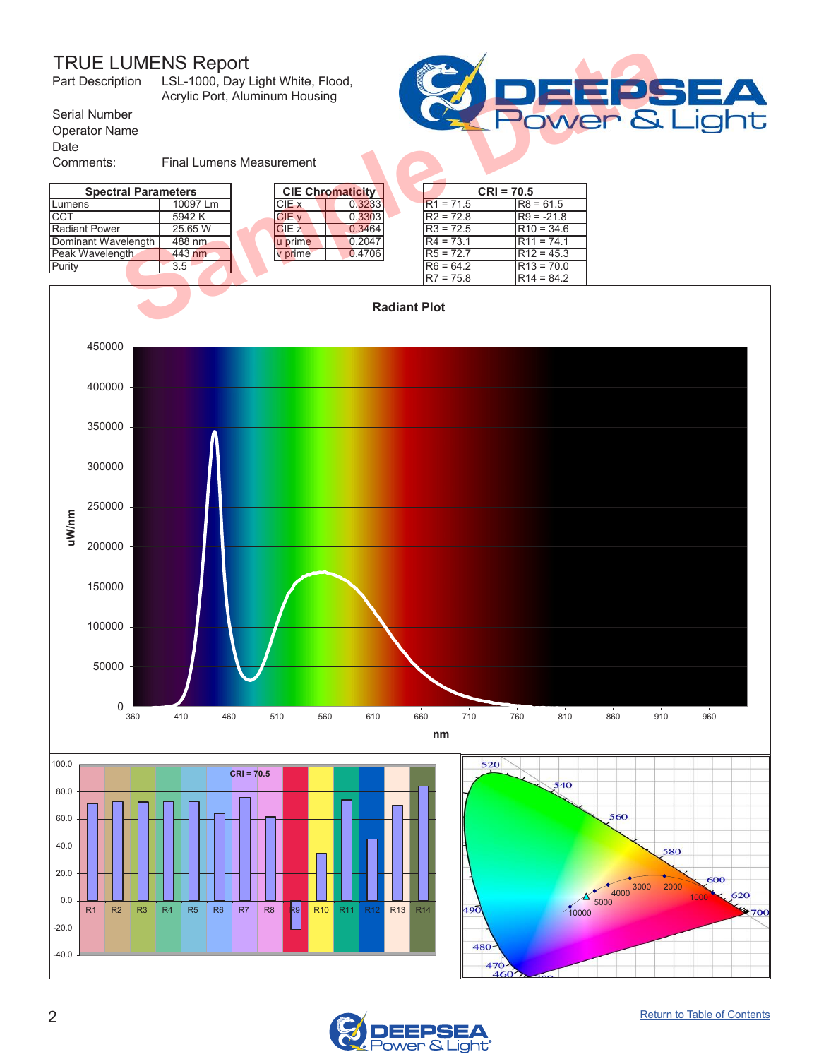# TRUE LUMENS Report

Part Description: LSL-1000, Day Light White, Flood, Acrylic Port, Aluminum Housing

Serial Number

Operator Name

Date

Comments: Final Lumens Measurement

| Spectral Parameters | |
|---|---|
| Lumens | 10097 Lm |
| CCT | 5942 K |
| Radiant Power | 25.65 W |
| Dominant Wavelength | 488 nm |
| Peak Wavelength | 443 nm |
| Purity | 3.5 |

| CIE Chromaticity | |
|---|---|
| CIE x | 0.3233 |
| CIE y | 0.3303 |
| CIE z | 0.3464 |
| u prime | 0.2047 |
| v prime | 0.4706 |

| CRI = 70.5 | |
|---|---|
| R1 = 71.5 | R8 = 61.5 |
| R2 = 72.8 | R9 = -21.8 |
| R3 = 72.5 | R10 = 34.6 |
| R4 = 73.1 | R11 = 74.1 |
| R5 = 72.7 | R12 = 45.3 |
| R6 = 64.2 | R13 = 70.0 |
| R7 = 75.8 | R14 = 84.2 |

Return to Table of Contents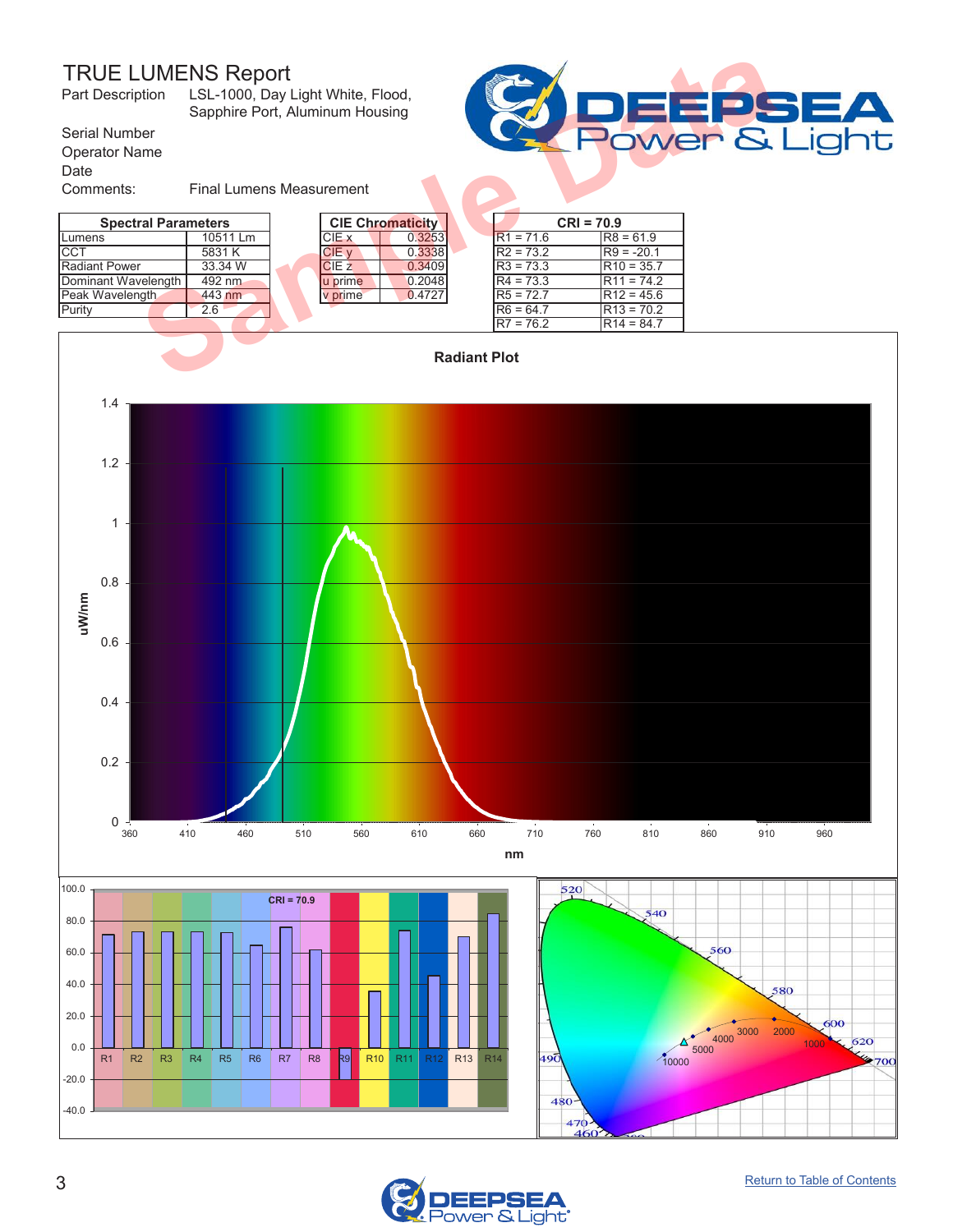# TRUE LUMENS Report

Part Description: LSL-1000, Day Light White, Flood, Sapphire Port, Aluminum Housing

Serial Number

Operator Name

Date

Comments: Final Lumens Measurement

| Spectral Parameters | |
|---|---|
| Lumens | 10511 Lm |
| CCT | 5831 K |
| Radiant Power | 33.34 W |
| Dominant Wavelength | 492 nm |
| Peak Wavelength | 443 nm |
| Purity | 2.6 |

| CIE Chromaticity | |
|---|---|
| CIE x | 0.3253 |
| CIE y | 0.3338 |
| CIE z | 0.3409 |
| u prime | 0.2048 |
| v prime | 0.4727 |

| CRI = 70.9 | |
|---|---|
| R1 = 71.6 | R8 = 61.9 |
| R2 = 73.2 | R9 = -20.1 |
| R3 = 73.3 | R10 = 35.7 |
| R4 = 73.3 | R11 = 74.2 |
| R5 = 72.7 | R12 = 45.6 |
| R6 = 64.7 | R13 = 70.2 |
| R7 = 76.2 | R14 = 84.7 |

Radiant Plot

Return to Table of Contents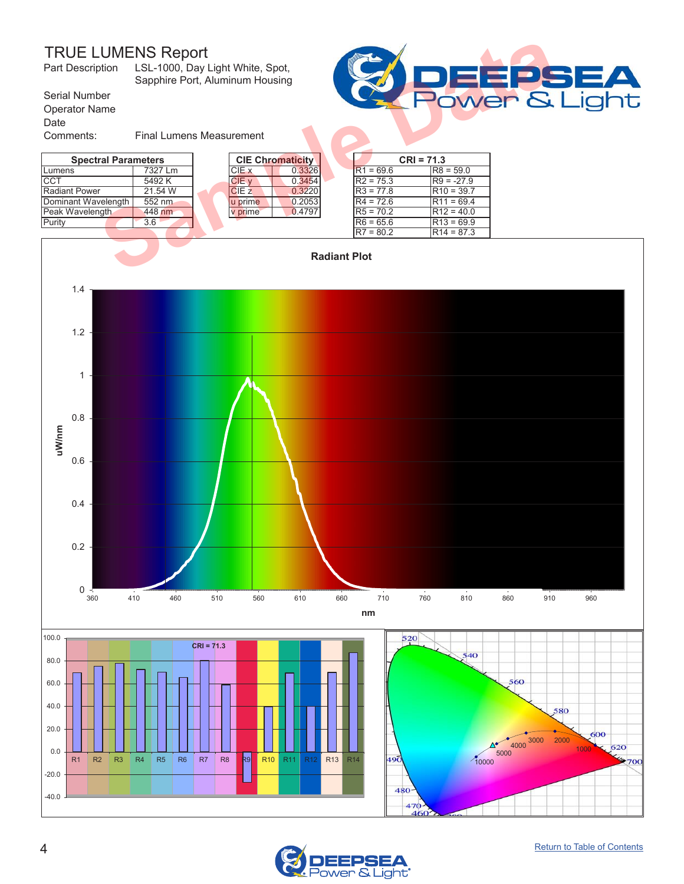# TRUE LUMENS Report

Part Description: LSL-1000, Day Light White, Spot, Sapphire Port, Aluminum Housing

Serial Number

Operator Name

Date

Comments: Final Lumens Measurement

| Spectral Parameters | |
|---|---|
| Lumens | 7327 Lm |
| CCT | 5492 K |
| Radiant Power | 21.54 W |
| Dominant Wavelength | 552 nm |
| Peak Wavelength | 448 nm |
| Purity | 3.6 |

| CIE Chromaticity | |
|---|---|
| CIE x | 0.3326 |
| CIE y | 0.3454 |
| CIE z | 0.3220 |
| u prime | 0.2053 |
| v prime | 0.4797 |

| CRI = 71.3 | |
|---|---|
| R1 = 69.6 | R8 = 59.0 |
| R2 = 75.3 | R9 = -27.9 |
| R3 = 77.8 | R10 = 39.7 |
| R4 = 72.6 | R11 = 69.4 |
| R5 = 70.2 | R12 = 40.0 |
| R6 = 65.6 | R13 = 69.9 |
| R7 = 80.2 | R14 = 87.3 |

Radiant Plot

[Return to Table of Contents]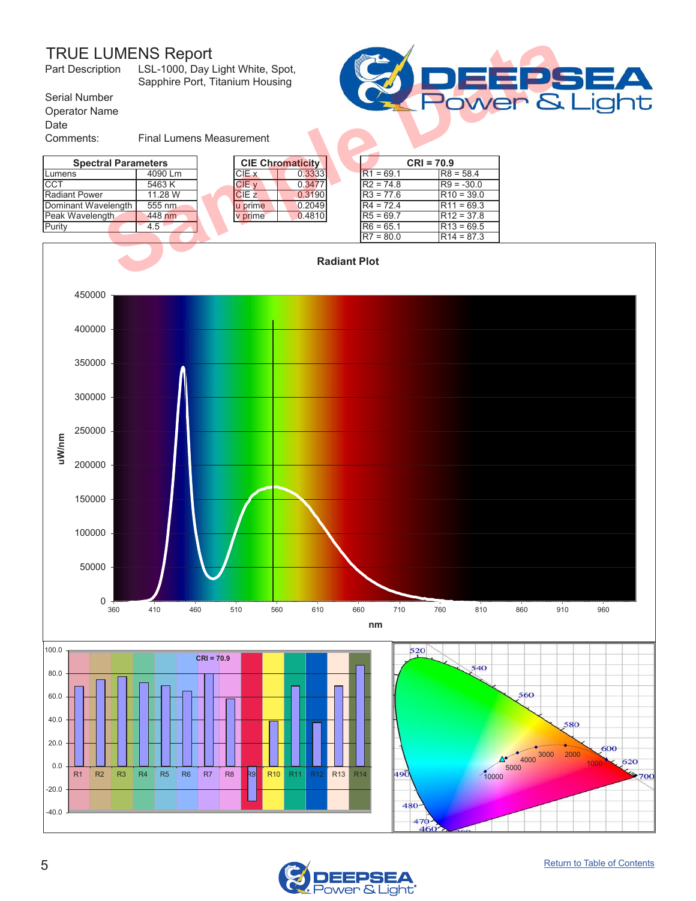# TRUE LUMENS Report

Part Description: LSL-1000, Day Light White, Spot, Sapphire Port, Titanium Housing

Serial Number

Operator Name

Date

Comments: Final Lumens Measurement

| Spectral Parameters | |
|---|---|
| Lumens | 4090 Lm |
| CCT | 5463 K |
| Radiant Power | 11.28 W |
| Dominant Wavelength | 555 nm |
| Peak Wavelength | 448 nm |
| Purity | 4.5 |

| CIE Chromaticity | |
|---|---|
| CIE x | 0.3333 |
| CIE y | 0.3477 |
| CIE z | 0.3190 |
| u prime | 0.2049 |
| v prime | 0.4810 |

| CRI = 70.9 | |
|---|---|
| R1 = 69.1 | R8 = 58.4 |
| R2 = 74.8 | R9 = -30.0 |
| R3 = 77.6 | R10 = 39.0 |
| R4 = 72.4 | R11 = 69.3 |
| R5 = 69.7 | R12 = 37.8 |
| R6 = 65.1 | R13 = 69.5 |
| R7 = 80.0 | R14 = 87.3 |

Radiant Plot

Sample Data

Return to Table of Contents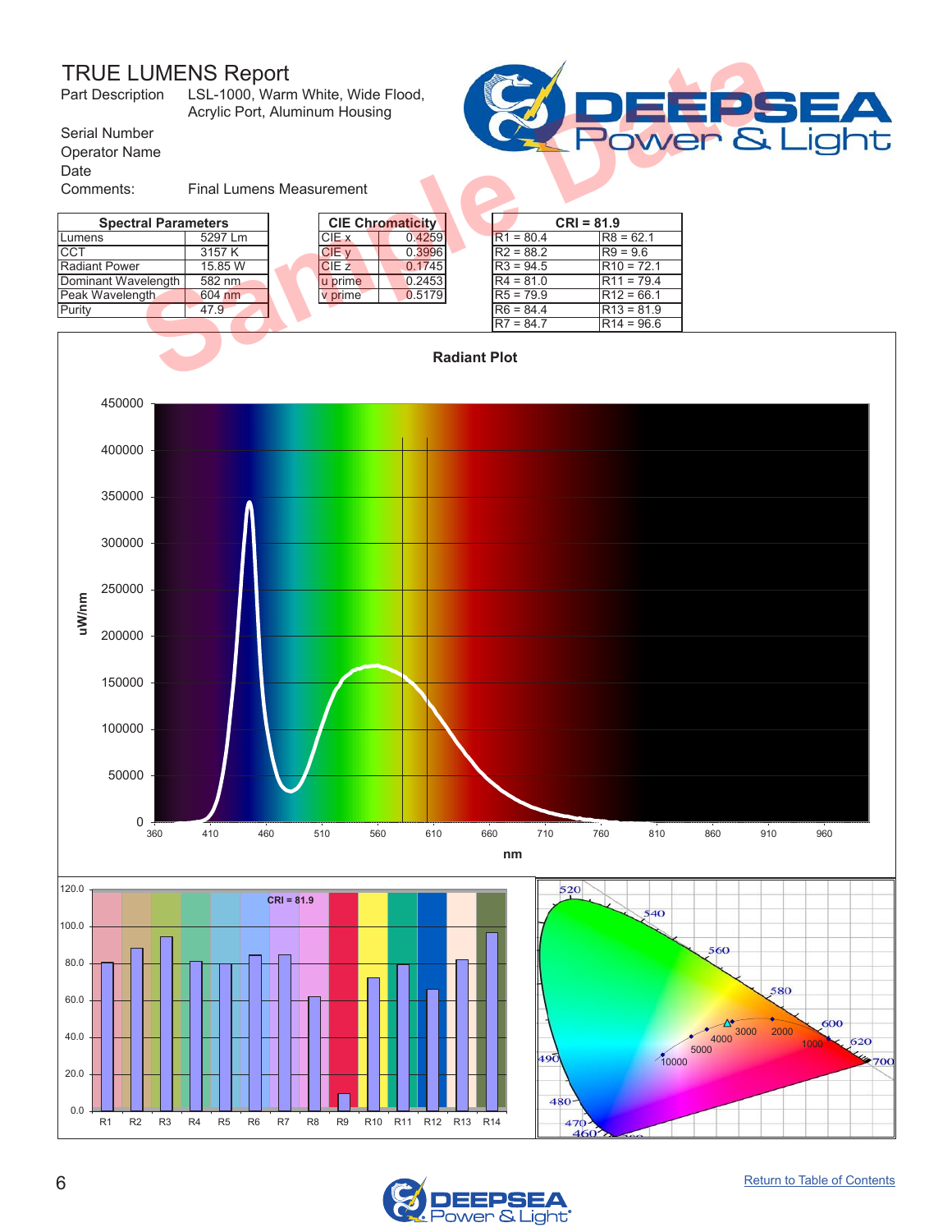# TRUE LUMENS Report

Part Description: LSL-1000, Warm White, Wide Flood, Acrylic Port, Aluminum Housing

Serial Number

Operator Name

Date

Comments: Final Lumens Measurement

| Spectral Parameters | |
|---|---|
| Lumens | 5297 Lm |
| CCT | 3157 K |
| Radiant Power | 15.85 W |
| Dominant Wavelength | 582 nm |
| Peak Wavelength | 604 nm |
| Purity | 47.9 |

| CIE Chromaticity | |
|---|---|
| CIE x | 0.4259 |
| CIE y | 0.3996 |
| CIE z | 0.1745 |
| u prime | 0.2453 |
| v prime | 0.5179 |

| CRI = 81.9 | |
|---|---|
| R1 = 80.4 | R8 = 62.1 |
| R2 = 88.2 | R9 = 9.6 |
| R3 = 94.5 | R10 = 72.1 |
| R4 = 81.0 | R11 = 79.4 |
| R5 = 79.9 | R12 = 66.1 |
| R6 = 84.4 | R13 = 81.9 |
| R7 = 84.7 | R14 = 96.6 |

Radiant Plot

Return to Table of Contents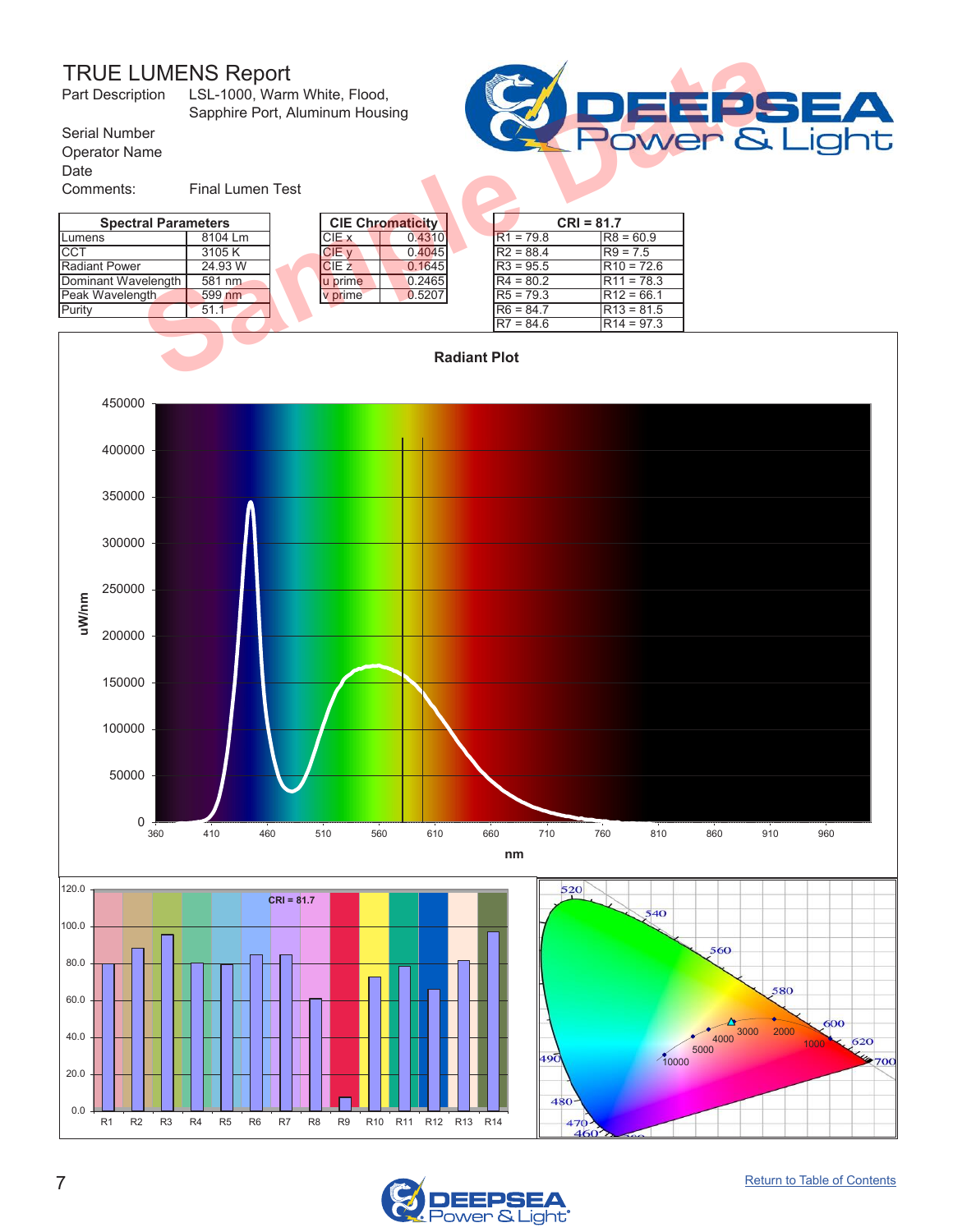# TRUE LUMENS Report

Part Description: LSL-1000, Warm White, Flood, Sapphire Port, Aluminum Housing

Serial Number

Operator Name

Date

Comments: Final Lumen Test

| Spectral Parameters | |
|---|---|
| Lumens | 8104 Lm |
| CCT | 3105 K |
| Radiant Power | 24.93 W |
| Dominant Wavelength | 581 nm |
| Peak Wavelength | 599 nm |
| Purity | 51.1 |

| CIE Chromaticity | |
|---|---|
| CIE x | 0.4310 |
| CIE y | 0.4045 |
| CIE z | 0.1645 |
| u prime | 0.2465 |
| v prime | 0.5207 |

| CRI = 81.7 | |
|---|---|
| R1 = 79.8 | R8 = 60.9 |
| R2 = 88.4 | R9 = 7.5 |
| R3 = 95.5 | R10 = 72.6 |
| R4 = 80.2 | R11 = 78.3 |
| R5 = 79.3 | R12 = 66.1 |
| R6 = 84.7 | R13 = 81.5 |
| R7 = 84.6 | R14 = 97.3 |

Sample Data

Radiant Plot

Return to Table of Contents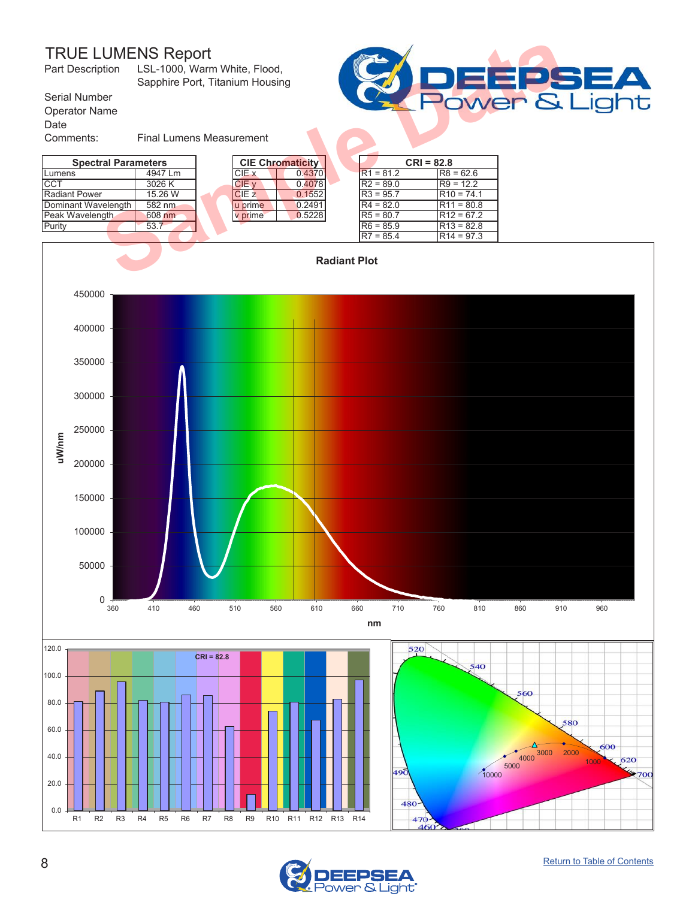# TRUE LUMENS Report

Part Description LSL-1000, Warm White, Flood, Sapphire Port, Titanium Housing

Serial Number

Operator Name

Date

Comments: Final Lumens Measurement

DEEPSEA Power & Light

Sample Data

| Spectral Parameters | |
|---|---|
| Lumens | 4947 Lm |
| CCT | 3026 K |
| Radiant Power | 15.26 W |
| Dominant Wavelength | 582 nm |
| Peak Wavelength | 608 nm |
| Purity | 53.7 |

| CIE Chromaticity | |
|---|---|
| CIE x | 0.4370 |
| CIE y | 0.4078 |
| CIE z | 0.1552 |
| u prime | 0.2491 |
| v prime | 0.5228 |

| CRI = 82.8 | |
|---|---|
| R1 = 81.2 | R8 = 62.6 |
| R2 = 89.0 | R9 = 12.2 |
| R3 = 95.7 | R10 = 74.1 |
| R4 = 82.0 | R11 = 80.8 |
| R5 = 80.7 | R12 = 67.2 |
| R6 = 85.9 | R13 = 82.8 |
| R7 = 85.4 | R14 = 97.3 |

Radiant Plot

uW/nm

450000
400000
350000
300000
250000
200000
150000
100000
50000
0

360 410 460 510 560 610 660 710 760 810 860 910 960

nm

CRI = 82.8

120.0
100.0
80.0
60.0
40.0
20.0
0.0

R1 R2 R3 R4 R5 R6 R7 R8 R9 R10 R11 R12 R13 R14

520 540 560 580 600 620 700 490 480 470 460

3000 2000 4000 5000 1000 10000

[Return to Table of Contents](#)